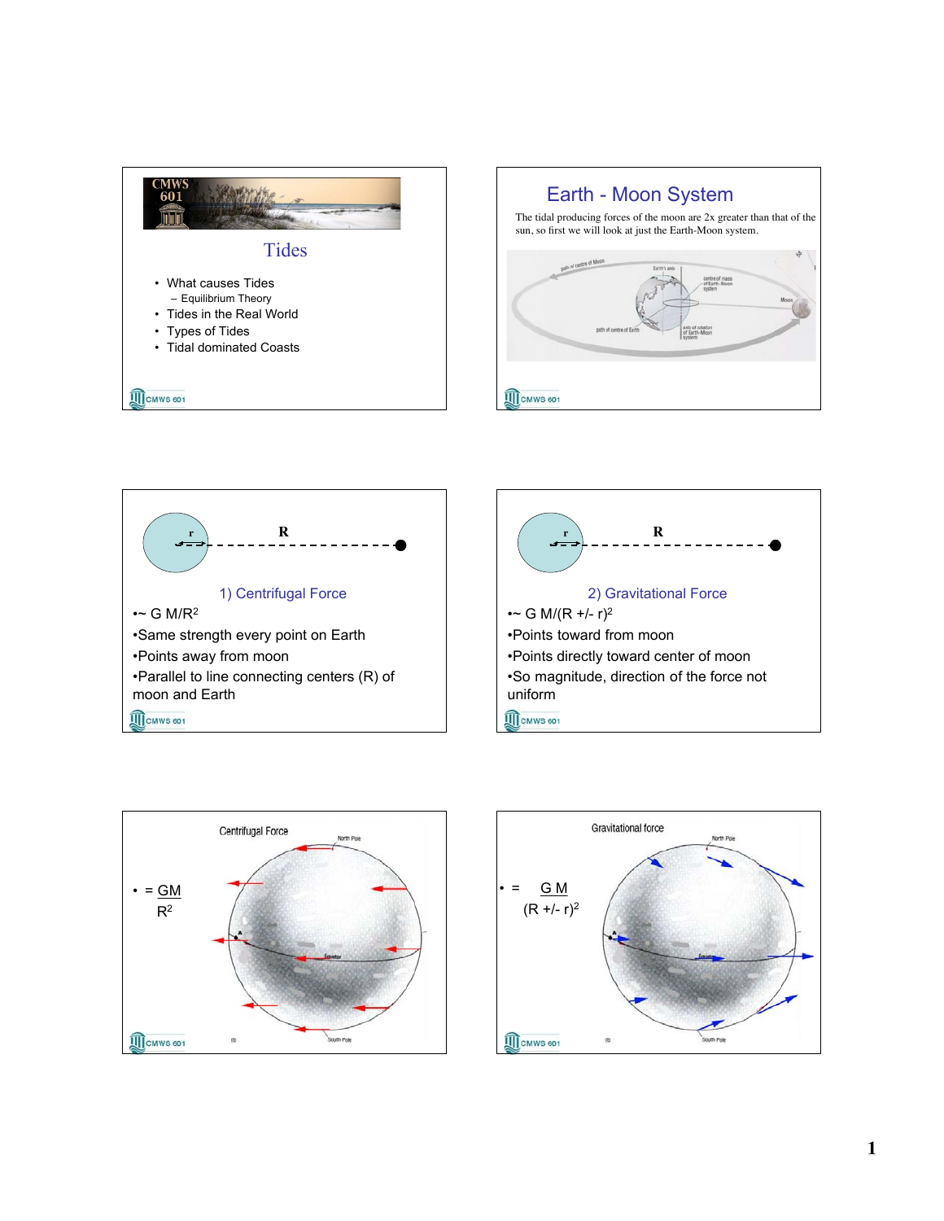## Tides

- What causes Tides
  - Equilibrium Theory
- Tides in the Real World
- Types of Tides
- Tidal dominated Coasts

## Earth - Moon System

The tidal producing forces of the moon are 2x greater than that of the sun, so first we will look at just the Earth-Moon system.

### 1) Centrifugal Force

- ~ $G M/R^2$
- Same strength every point on Earth
- Points away from moon
- Parallel to line connecting centers (R) of moon and Earth

### 2) Gravitational Force

- ~ $G M/(R +/- r)^2$
- Points toward from moon
- Points directly toward center of moon
- So magnitude, direction of the force not uniform

### Centrifugal Force

- $= \frac{GM}{R^2}$

### Gravitational force

- $= \frac{G M}{(R +/- r)^2}$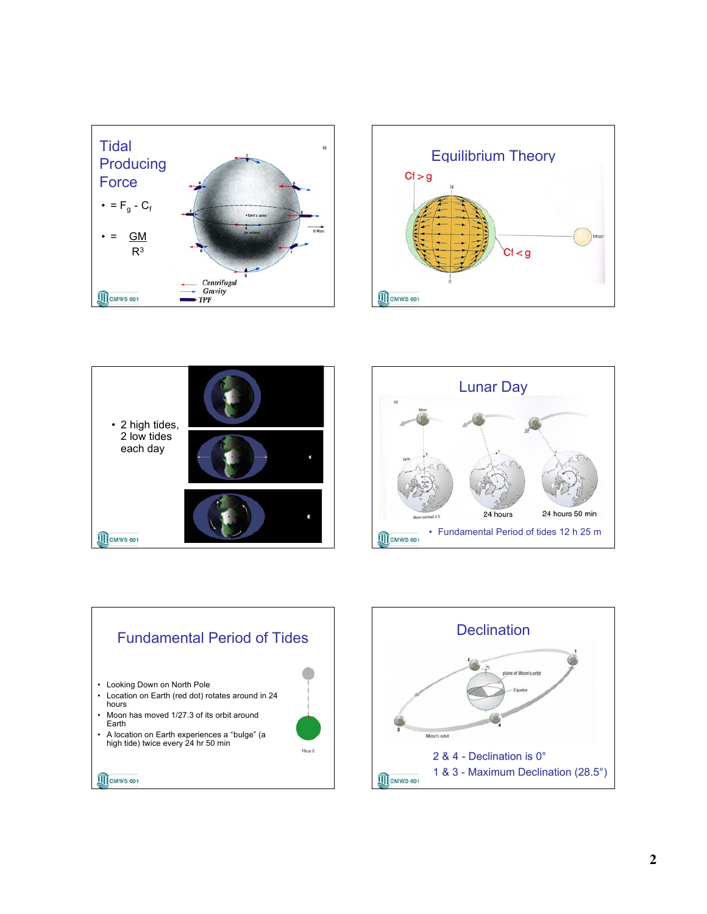## Tidal Producing Force

- $= F_g - C_f$
- $= \frac{GM}{R^3}$

## Equilibrium Theory

Cf > g

Cf < g

- 2 high tides, 2 low tides each day

## Lunar Day

- Fundamental Period of tides 12 h 25 m

## Fundamental Period of Tides

- Looking Down on North Pole
- Location on Earth (red dot) rotates around in 24 hours
- Moon has moved 1/27.3 of its orbit around Earth
- A location on Earth experiences a “bulge” (a high tide) twice every 24 hr 50 min

## Declination

2 & 4 - Declination is 0°

1 & 3 - Maximum Declination (28.5°)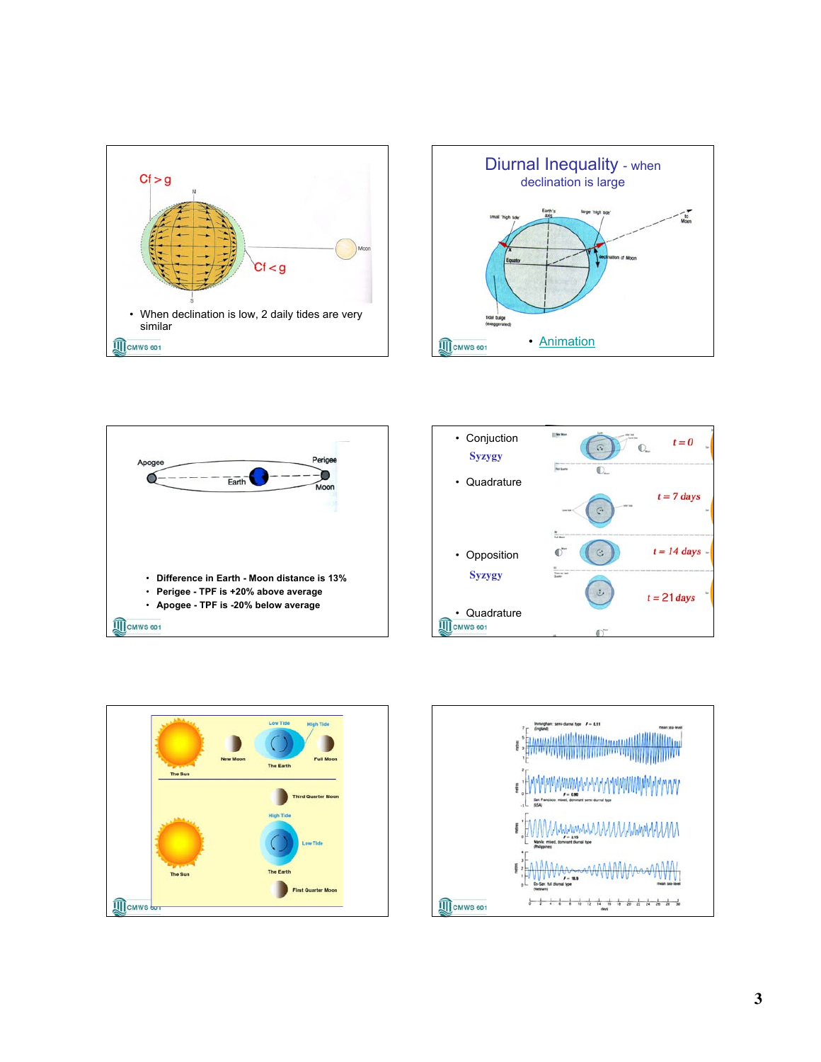Cf > g

Cf < g

- When declination is low, 2 daily tides are very similar

## Diurnal Inequality - when declination is large

- Animation

- Difference in Earth - Moon distance is 13%
- Perigee - TPF is +20% above average
- Apogee - TPF is -20% below average

- Conjuction

  Syzygy

- Quadrature
- Opposition

  Syzygy

- Quadrature

$t = 0$

$t = 7$ days

$t = 14$ days

$t = 21$ days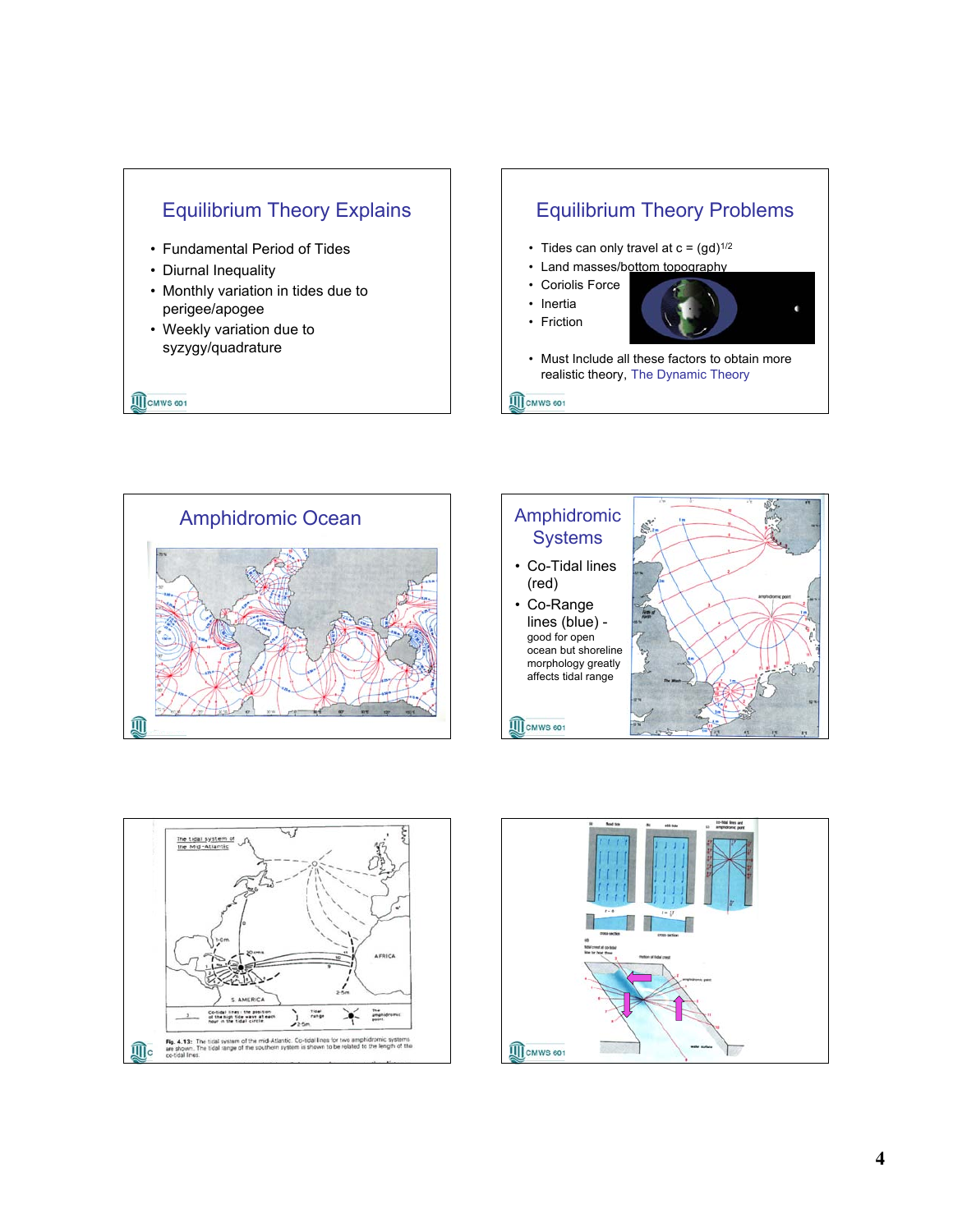## Equilibrium Theory Explains

- Fundamental Period of Tides
- Diurnal Inequality
- Monthly variation in tides due to perigee/apogee
- Weekly variation due to syzygy/quadrature

## Equilibrium Theory Problems

- Tides can only travel at $c = (gd)^{1/2}$
- Land masses/bottom topography
- Coriolis Force
- Inertia
- Friction

- Must Include all these factors to obtain more realistic theory, The Dynamic Theory

## Amphidromic Ocean

## Amphidromic Systems

- Co-Tidal lines (red)
- Co-Range lines (blue) - good for open ocean but shoreline morphology greatly affects tidal range

The tidal system of the Mid-Atlantic

Fig. 4.13: The tidal system of the mid-Atlantic. Co-tidal lines for two amphidromic systems are shown. The tidal range of the southern system is shown to be related to the length of the co-tidal lines.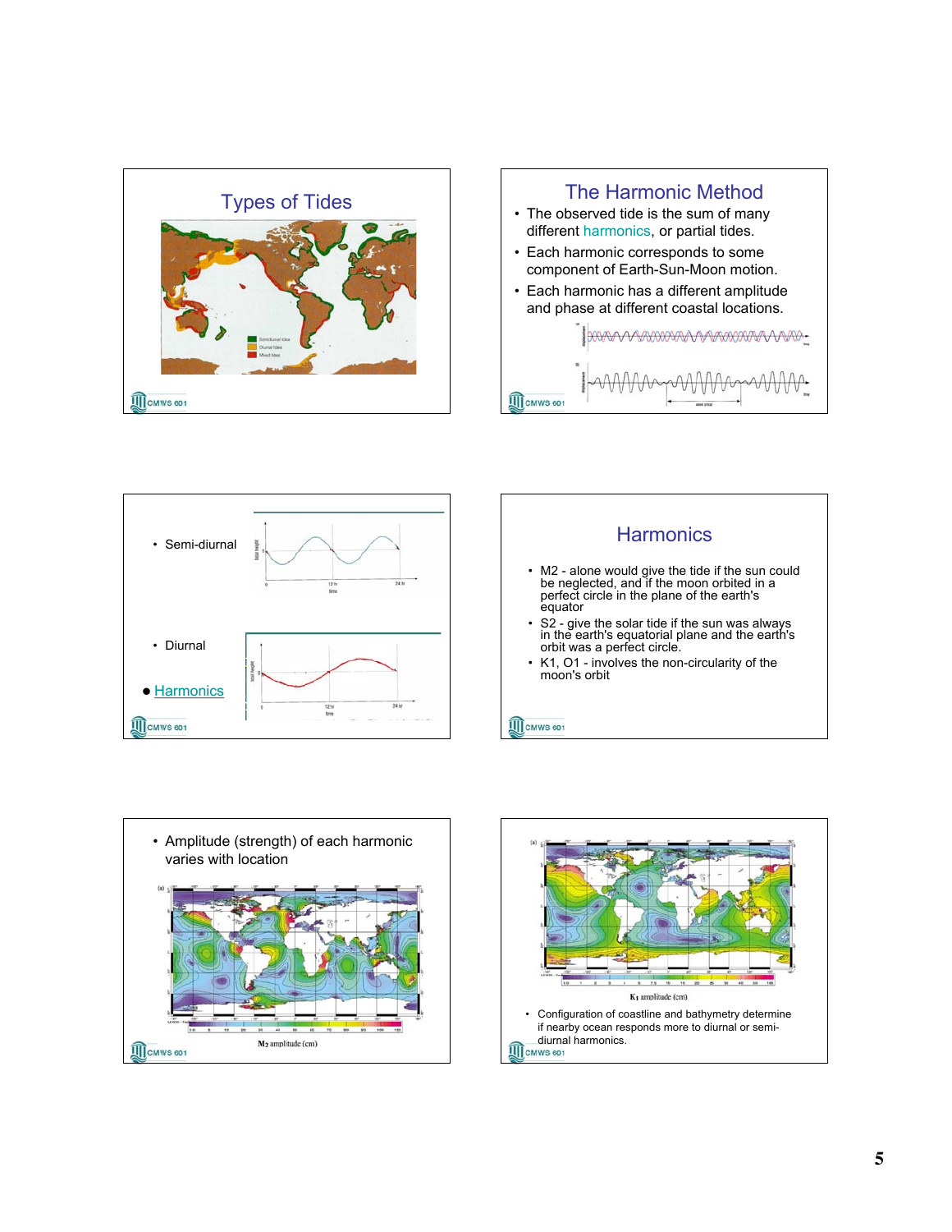## Types of Tides

Semidiurnal tides
Diurnal tides
Mixed tides

## The Harmonic Method

- The observed tide is the sum of many different harmonics, or partial tides.
- Each harmonic corresponds to some component of Earth-Sun-Moon motion.
- Each harmonic has a different amplitude and phase at different coastal locations.

---

- Semi-diurnal
- Diurnal
- Harmonics

## Harmonics

- M2 - alone would give the tide if the sun could be neglected, and if the moon orbited in a perfect circle in the plane of the earth's equator
- S2 - give the solar tide if the sun was always in the earth's equatorial plane and the earth's orbit was a perfect circle.
- K1, O1 - involves the non-circularity of the moon's orbit

---

- Amplitude (strength) of each harmonic varies with location

$M_2$ amplitude (cm)

$K_1$ amplitude (cm)

- Configuration of coastline and bathymetry determine if nearby ocean responds more to diurnal or semi-diurnal harmonics.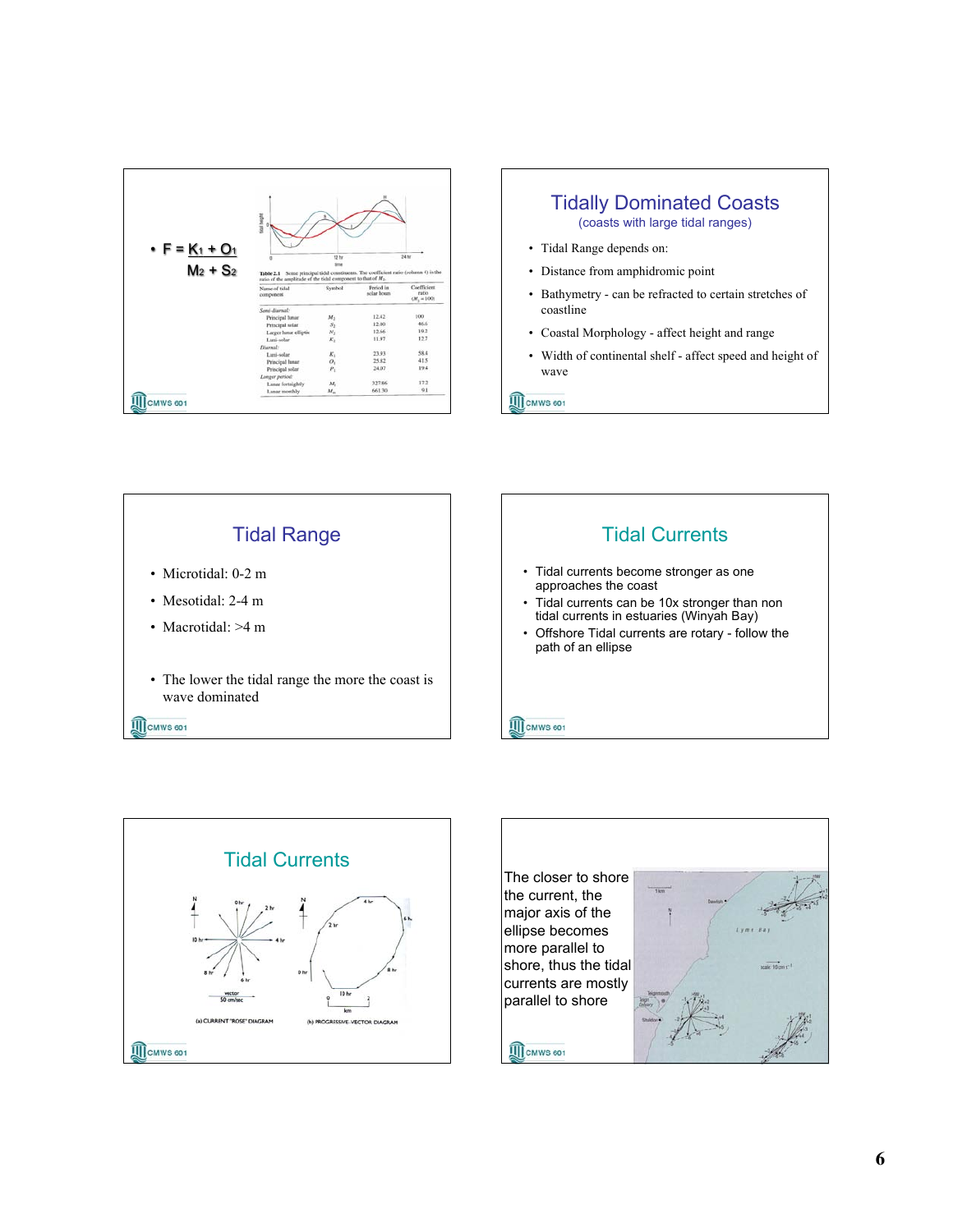- $F = \frac{K_1 + O_1}{M_2 + S_2}$

**Table 2.1** Some principal tidal constituents. The coefficient ratio (column 4) is the ratio of the amplitude of the tidal component to that of $M_2$.

| Name of tidal component | Symbol | Period in solar hours | Coefficient ratio ($M_2 = 100$) |
|---|---|---|---|
| *Semi-diurnal:* | | | |
| Principal lunar | $M_2$ | 12.42 | 100 |
| Principal solar | $S_2$ | 12.00 | 46.6 |
| Larger lunar elliptic | $N_2$ | 12.66 | 19.2 |
| Luni-solar | $K_2$ | 11.97 | 12.7 |
| *Diurnal:* | | | |
| Luni-solar | $K_1$ | 23.93 | 58.4 |
| Principal lunar | $O_1$ | 25.82 | 41.5 |
| Principal solar | $P_1$ | 24.07 | 19.4 |
| *Longer period:* | | | |
| Lunar fortnightly | $M_f$ | 327.86 | 17.2 |
| Lunar monthly | $M_m$ | 661.30 | 9.1 |

## Tidally Dominated Coasts

(coasts with large tidal ranges)

- Tidal Range depends on:
- Distance from amphidromic point
- Bathymetry - can be refracted to certain stretches of coastline
- Coastal Morphology - affect height and range
- Width of continental shelf - affect speed and height of wave

## Tidal Range

- Microtidal: 0-2 m
- Mesotidal: 2-4 m
- Macrotidal: >4 m

- The lower the tidal range the more the coast is wave dominated

## Tidal Currents

- Tidal currents become stronger as one approaches the coast
- Tidal currents can be 10x stronger than non tidal currents in estuaries (Winyah Bay)
- Offshore Tidal currents are rotary - follow the path of an ellipse

## Tidal Currents

(a) CURRENT "ROSE" DIAGRAM (b) PROGRESSIVE-VECTOR DIAGRAM

The closer to shore the current, the major axis of the ellipse becomes more parallel to shore, thus the tidal currents are mostly parallel to shore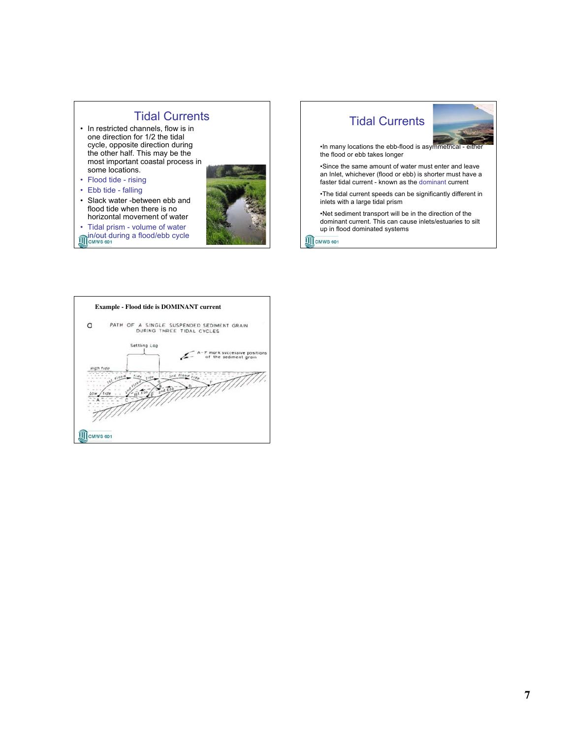## Tidal Currents

- In restricted channels, flow is in one direction for 1/2 the tidal cycle, opposite direction during the other half. This may be the most important coastal process in some locations.
- Flood tide - rising
- Ebb tide - falling
- Slack water -between ebb and flood tide when there is no horizontal movement of water
- Tidal prism - volume of water in/out during a flood/ebb cycle

## Tidal Currents

•In many locations the ebb-flood is asymmetrical - either the flood or ebb takes longer

•Since the same amount of water must enter and leave an Inlet, whichever (flood or ebb) is shorter must have a faster tidal current - known as the dominant current

•The tidal current speeds can be significantly different in inlets with a large tidal prism

•Net sediment transport will be in the direction of the dominant current. This can cause inlets/estuaries to silt up in flood dominated systems

**Example - Flood tide is DOMINANT current**

a

PATH OF A SINGLE SUSPENDED SEDIMENT GRAIN DURING THREE TIDAL CYCLES

Settling Lag

A - F mark successive positions of the sediment grain

High tide

Low tide

1st flood tide

2nd flood

1st Ebb

2nd Ebb

3rd flood tide

A B C D E F